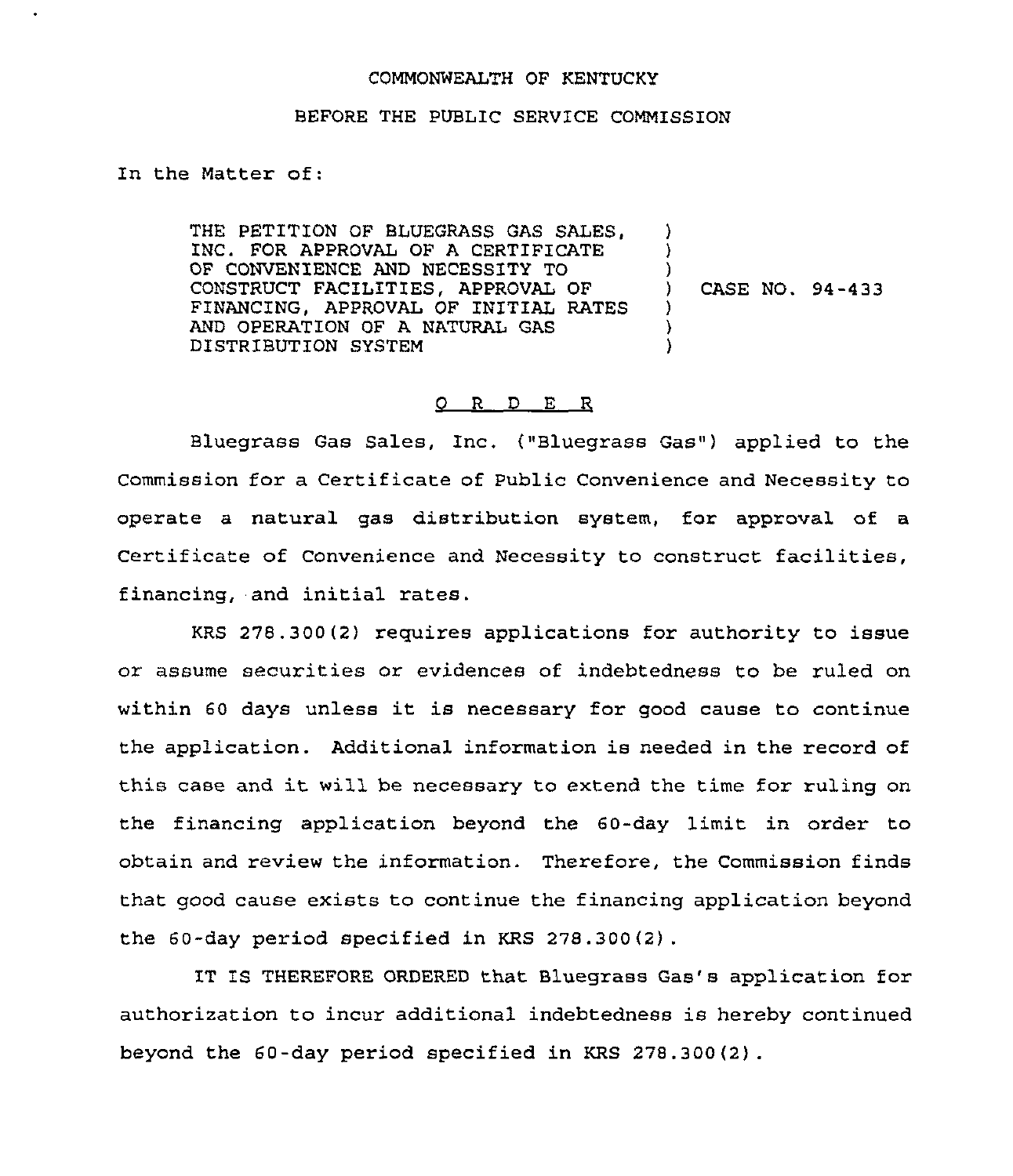COMMONWEALTH OF KENTUCKY

BEFORE THE PUBLIC SERVICE COMMISSION

In the Matter of:

| | | |
|---|---|---|
| THE PETITION OF BLUEGRASS GAS SALES, INC. FOR APPROVAL OF A CERTIFICATE OF CONVENIENCE AND NECESSITY TO CONSTRUCT FACILITIES, APPROVAL OF FINANCING, APPROVAL OF INITIAL RATES AND OPERATION OF A NATURAL GAS DISTRIBUTION SYSTEM | ) | CASE NO. 94-433 |

O R D E R

Bluegrass Gas Sales, Inc. ("Bluegrass Gas") applied to the Commission for a Certificate of Public Convenience and Necessity to operate a natural gas distribution system, for approval of a Certificate of Convenience and Necessity to construct facilities, financing, and initial rates.

KRS 278.300(2) requires applications for authority to issue or assume securities or evidences of indebtedness to be ruled on within 60 days unless it is necessary for good cause to continue the application. Additional information is needed in the record of this case and it will be necessary to extend the time for ruling on the financing application beyond the 60-day limit in order to obtain and review the information. Therefore, the Commission finds that good cause exists to continue the financing application beyond the 60-day period specified in KRS 278.300(2).

IT IS THEREFORE ORDERED that Bluegrass Gas's application for authorization to incur additional indebtedness is hereby continued beyond the 60-day period specified in KRS 278.300(2).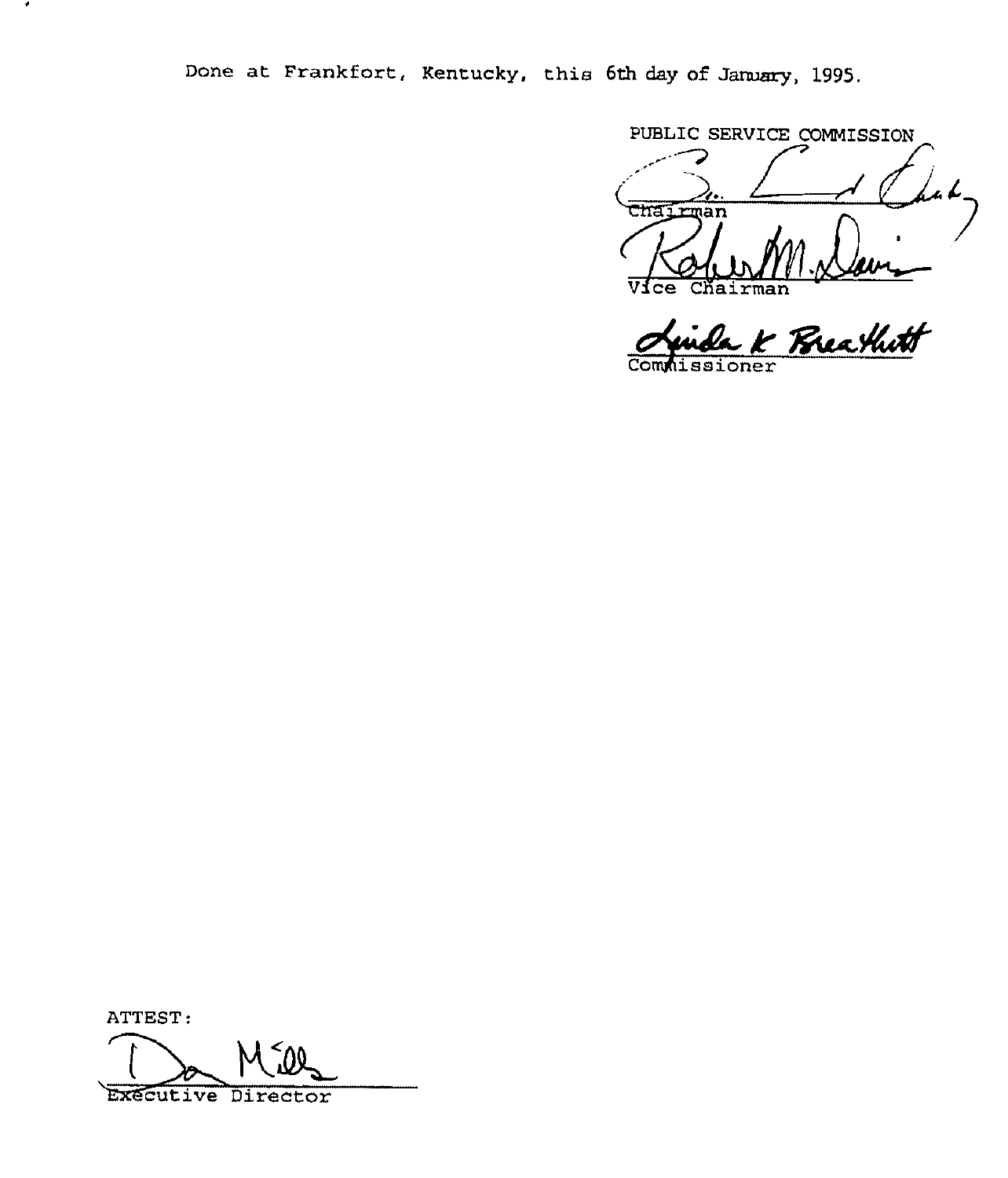Done at Frankfort, Kentucky, this 6th day of January, 1995.

PUBLIC SERVICE COMMISSION

Chairman

Vice Chairman

Commissioner

ATTEST:

Executive Director